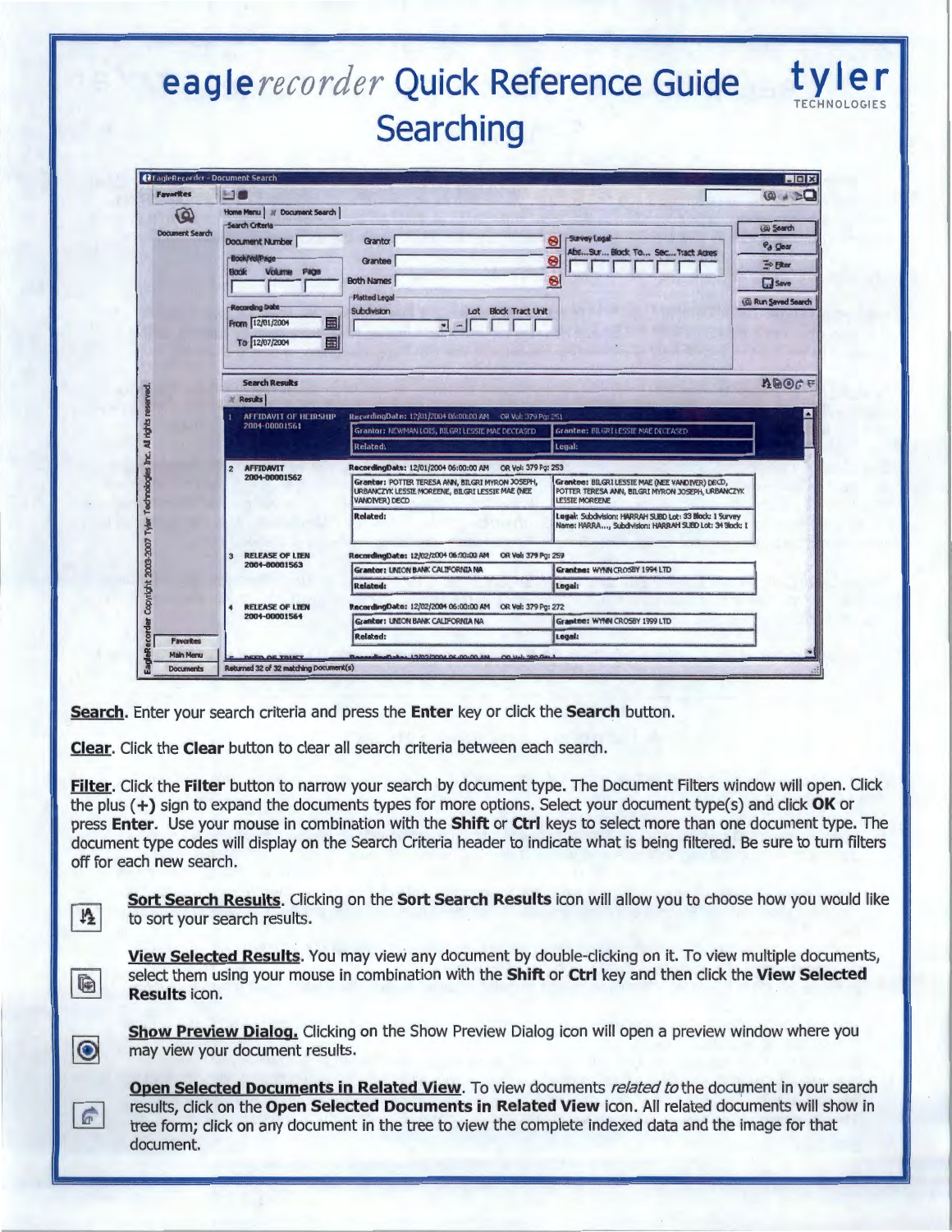# eaglerecorder Quick Reference Guide Searching

tyler TECHNOLOGIES

**Search**. Enter your search criteria and press the **Enter** key or click the **Search** button.

**Clear**. Click the **Clear** button to clear all search criteria between each search.

**Filter**. Click the **Filter** button to narrow your search by document type. The Document Filters window will open. Click the plus (**+**) sign to expand the documents types for more options. Select your document type(s) and click **OK** or press **Enter**. Use your mouse in combination with the **Shift** or **Ctrl** keys to select more than one document type. The document type codes will display on the Search Criteria header to indicate what is being filtered. Be sure to turn filters off for each new search.

**Sort Search Results**. Clicking on the **Sort Search Results** icon will allow you to choose how you would like to sort your search results.

**View Selected Results**. You may view any document by double-clicking on it. To view multiple documents, select them using your mouse in combination with the **Shift** or **Ctrl** key and then click the **View Selected Results** icon.

**Show Preview Dialog.** Clicking on the Show Preview Dialog icon will open a preview window where you may view your document results.

**Open Selected Documents in Related View**. To view documents *related to* the document in your search results, click on the **Open Selected Documents in Related View** icon. All related documents will show in tree form; click on any document in the tree to view the complete indexed data and the image for that document.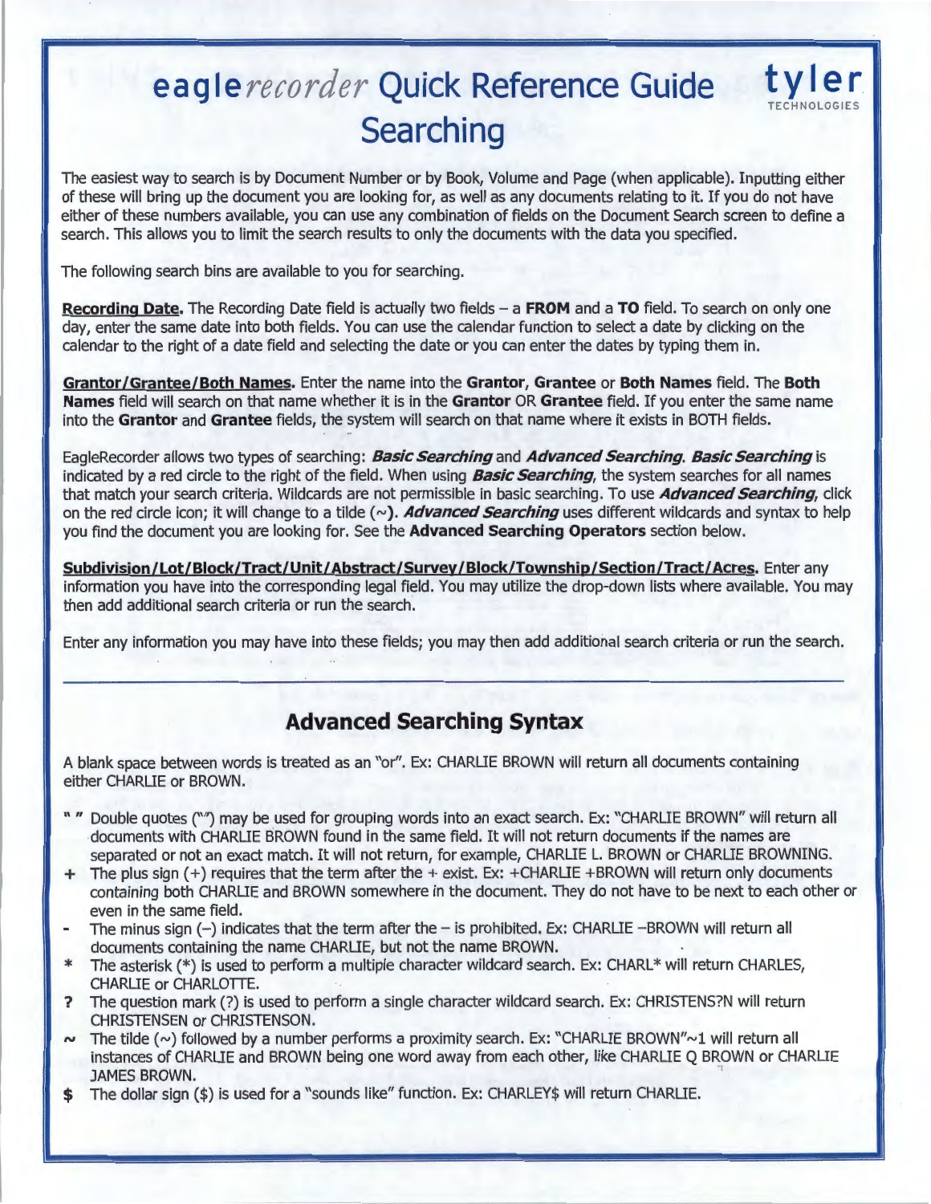# eagle*recorder* Quick Reference Guide Searching

tyler TECHNOLOGIES

The easiest way to search is by Document Number or by Book, Volume and Page (when applicable). Inputting either of these will bring up the document you are looking for, as well as any documents relating to it. If you do not have either of these numbers available, you can use any combination of fields on the Document Search screen to define a search. This allows you to limit the search results to only the documents with the data you specified.

The following search bins are available to you for searching.

**Recording Date.** The Recording Date field is actually two fields – a **FROM** and a **TO** field. To search on only one day, enter the same date into both fields. You can use the calendar function to select a date by clicking on the calendar to the right of a date field and selecting the date or you can enter the dates by typing them in.

**Grantor/Grantee/Both Names.** Enter the name into the **Grantor**, **Grantee** or **Both Names** field. The **Both Names** field will search on that name whether it is in the **Grantor** OR **Grantee** field. If you enter the same name into the **Grantor** and **Grantee** fields, the system will search on that name where it exists in BOTH fields.

EagleRecorder allows two types of searching: ***Basic Searching*** and ***Advanced Searching***. ***Basic Searching*** is indicated by a red circle to the right of the field. When using ***Basic Searching***, the system searches for all names that match your search criteria. Wildcards are not permissible in basic searching. To use ***Advanced Searching***, click on the red circle icon; it will change to a tilde (~). ***Advanced Searching*** uses different wildcards and syntax to help you find the document you are looking for. See the **Advanced Searching Operators** section below.

**Subdivision/Lot/Block/Tract/Unit/Abstract/Survey/Block/Township/Section/Tract/Acres.** Enter any information you have into the corresponding legal field. You may utilize the drop-down lists where available. You may then add additional search criteria or run the search.

Enter any information you may have into these fields; you may then add additional search criteria or run the search.

---

## Advanced Searching Syntax

A blank space between words is treated as an "or". Ex: CHARLIE BROWN will return all documents containing either CHARLIE or BROWN.

- **" "** Double quotes ("") may be used for grouping words into an exact search. Ex: "CHARLIE BROWN" will return all documents with CHARLIE BROWN found in the same field. It will not return documents if the names are separated or not an exact match. It will not return, for example, CHARLIE L. BROWN or CHARLIE BROWNING.
- **+** The plus sign (+) requires that the term after the + exist. Ex: +CHARLIE +BROWN will return only documents containing both CHARLIE and BROWN somewhere in the document. They do not have to be next to each other or even in the same field.
- **-** The minus sign (–) indicates that the term after the – is prohibited. Ex: CHARLIE –BROWN will return all documents containing the name CHARLIE, but not the name BROWN.
- **\*** The asterisk (*) is used to perform a multiple character wildcard search. Ex: CHARL* will return CHARLES, CHARLIE or CHARLOTTE.
- **?** The question mark (?) is used to perform a single character wildcard search. Ex: CHRISTENS?N will return CHRISTENSEN or CHRISTENSON.
- **~** The tilde (~) followed by a number performs a proximity search. Ex: "CHARLIE BROWN"~1 will return all instances of CHARLIE and BROWN being one word away from each other, like CHARLIE Q BROWN or CHARLIE JAMES BROWN.
- **$** The dollar sign ($) is used for a "sounds like" function. Ex: CHARLEY$ will return CHARLIE.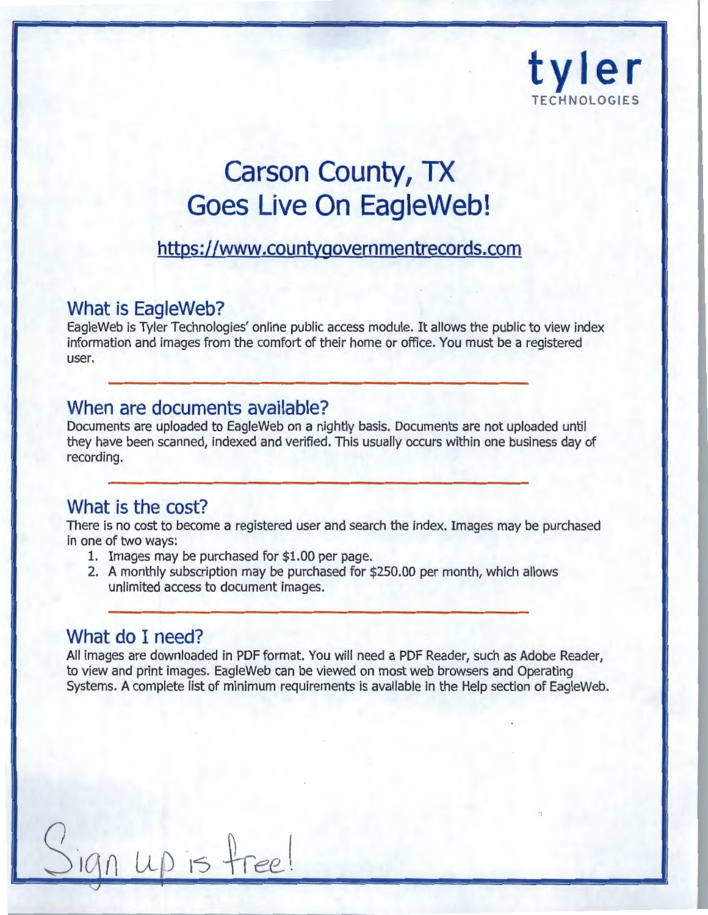tyler
TECHNOLOGIES

# Carson County, TX Goes Live On EagleWeb!

https://www.countygovernmentrecords.com

## What is EagleWeb?

EagleWeb is Tyler Technologies' online public access module. It allows the public to view index information and images from the comfort of their home or office. You must be a registered user.

## When are documents available?

Documents are uploaded to EagleWeb on a nightly basis. Documents are not uploaded until they have been scanned, indexed and verified. This usually occurs within one business day of recording.

## What is the cost?

There is no cost to become a registered user and search the index. Images may be purchased in one of two ways:

1. Images may be purchased for $1.00 per page.
2. A monthly subscription may be purchased for $250.00 per month, which allows unlimited access to document images.

## What do I need?

All images are downloaded in PDF format. You will need a PDF Reader, such as Adobe Reader, to view and print images. EagleWeb can be viewed on most web browsers and Operating Systems. A complete list of minimum requirements is available in the Help section of EagleWeb.

Sign up is free!